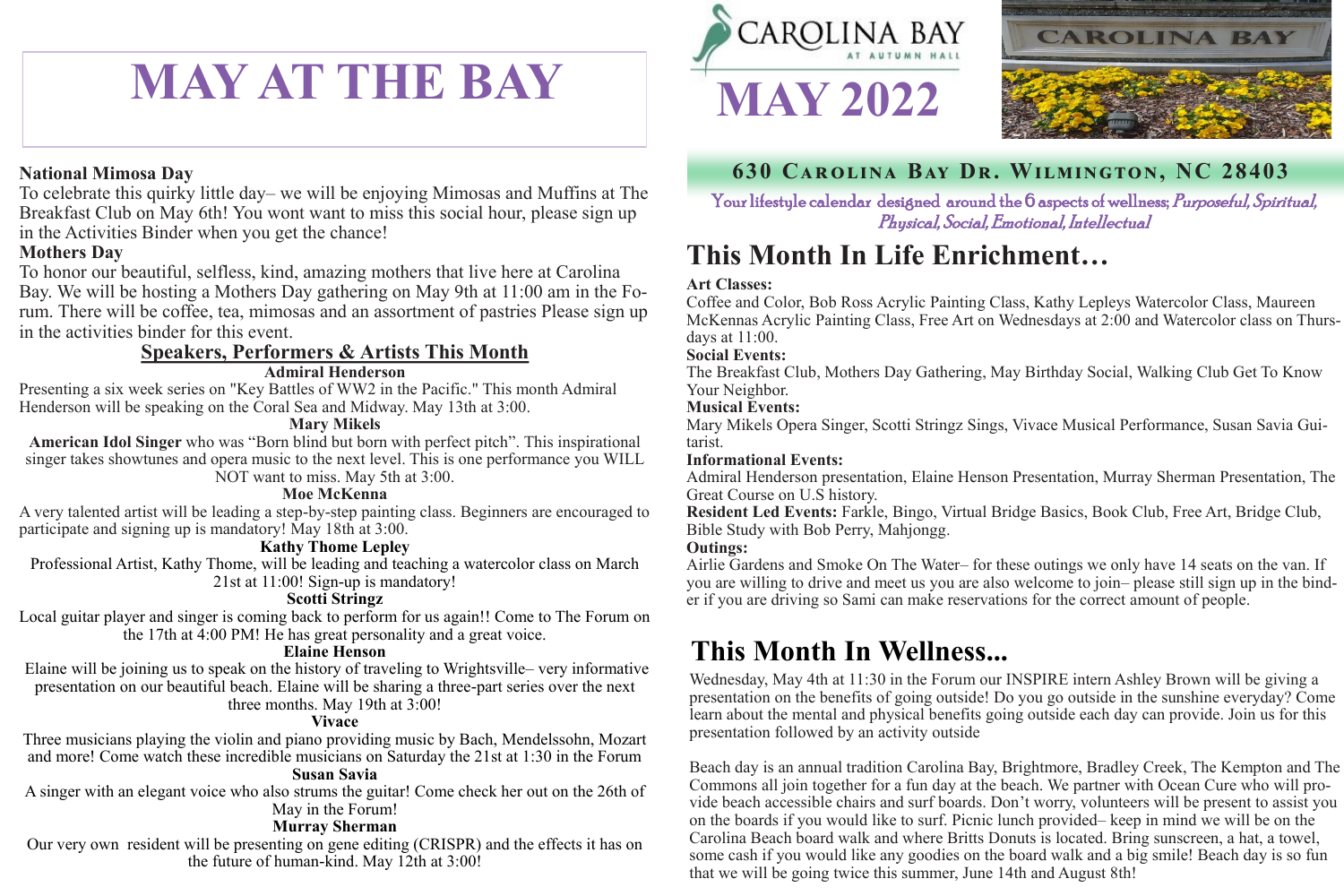# MAY AT THE BAY

### National Mimosa Day

To celebrate this quirky little day– we will be enjoying Mimosas and Muffins at The Breakfast Club on May 6th! You wont want to miss this social hour, please sign up in the Activities Binder when you get the chance!

### Mothers Day

To honor our beautiful, selfless, kind, amazing mothers that live here at Carolina Bay. We will be hosting a Mothers Day gathering on May 9th at 11:00 am in the Forum. There will be coffee, tea, mimosas and an assortment of pastries Please sign up in the activities binder for this event.

## Speakers, Performers & Artists This Month

**Admiral Henderson**

Presenting a six week series on "Key Battles of WW2 in the Pacific." This month Admiral Henderson will be speaking on the Coral Sea and Midway. May 13th at 3:00.

**Mary Mikels**

**American Idol Singer** who was "Born blind but born with perfect pitch". This inspirational singer takes showtunes and opera music to the next level. This is one performance you WILL NOT want to miss. May 5th at 3:00.

**Moe McKenna**

A very talented artist will be leading a step-by-step painting class. Beginners are encouraged to participate and signing up is mandatory! May 18th at 3:00.

**Kathy Thome Lepley**

Professional Artist, Kathy Thome, will be leading and teaching a watercolor class on March 21st at 11:00! Sign-up is mandatory!

**Scotti Stringz**

Local guitar player and singer is coming back to perform for us again!! Come to The Forum on the 17th at 4:00 PM! He has great personality and a great voice.

**Elaine Henson**

Elaine will be joining us to speak on the history of traveling to Wrightsville– very informative presentation on our beautiful beach. Elaine will be sharing a three-part series over the next three months. May 19th at 3:00!

**Vivace**

Three musicians playing the violin and piano providing music by Bach, Mendelssohn, Mozart and more! Come watch these incredible musicians on Saturday the 21st at 1:30 in the Forum

**Susan Savia**

A singer with an elegant voice who also strums the guitar! Come check her out on the 26th of May in the Forum!

**Murray Sherman**

Our very own resident will be presenting on gene editing (CRISPR) and the effects it has on the future of human-kind. May 12th at 3:00!

CAROLINA BAY AT AUTUMN HALL

# MAY 2022

CAROLINA BAY

### 630 CAROLINA BAY DR. WILMINGTON, NC 28403

Your lifestyle calendar designed around the 6 aspects of wellness; *Purposeful, Spiritual, Physical, Social, Emotional, Intellectual*

## This Month In Life Enrichment…

**Art Classes:**
Coffee and Color, Bob Ross Acrylic Painting Class, Kathy Lepleys Watercolor Class, Maureen McKennas Acrylic Painting Class, Free Art on Wednesdays at 2:00 and Watercolor class on Thursdays at 11:00.

**Social Events:**
The Breakfast Club, Mothers Day Gathering, May Birthday Social, Walking Club Get To Know Your Neighbor.

**Musical Events:**
Mary Mikels Opera Singer, Scotti Stringz Sings, Vivace Musical Performance, Susan Savia Guitarist.

**Informational Events:**
Admiral Henderson presentation, Elaine Henson Presentation, Murray Sherman Presentation, The Great Course on U.S history.

**Resident Led Events:** Farkle, Bingo, Virtual Bridge Basics, Book Club, Free Art, Bridge Club, Bible Study with Bob Perry, Mahjongg.

**Outings:**
Airlie Gardens and Smoke On The Water– for these outings we only have 14 seats on the van. If you are willing to drive and meet us you are also welcome to join– please still sign up in the binder if you are driving so Sami can make reservations for the correct amount of people.

## This Month In Wellness...

Wednesday, May 4th at 11:30 in the Forum our INSPIRE intern Ashley Brown will be giving a presentation on the benefits of going outside! Do you go outside in the sunshine everyday? Come learn about the mental and physical benefits going outside each day can provide. Join us for this presentation followed by an activity outside

Beach day is an annual tradition Carolina Bay, Brightmore, Bradley Creek, The Kempton and The Commons all join together for a fun day at the beach. We partner with Ocean Cure who will provide beach accessible chairs and surf boards. Don't worry, volunteers will be present to assist you on the boards if you would like to surf. Picnic lunch provided– keep in mind we will be on the Carolina Beach board walk and where Britts Donuts is located. Bring sunscreen, a hat, a towel, some cash if you would like any goodies on the board walk and a big smile! Beach day is so fun that we will be going twice this summer, June 14th and August 8th!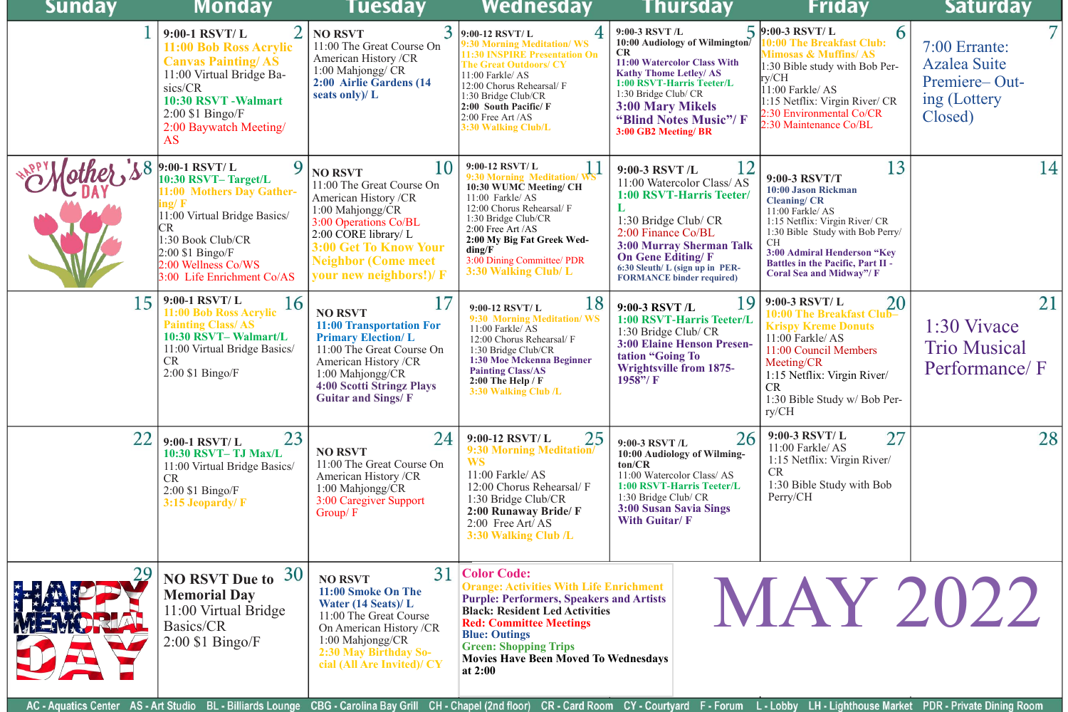# MAY 2022

| Sunday | Monday | Tuesday | Wednesday | Thursday | Friday | Saturday |
|---|---|---|---|---|---|---|
| 1 | 2<br>9:00-1 RSVT/ L<br>11:00 Bob Ross Acrylic Canvas Painting/ AS<br>11:00 Virtual Bridge Basics/CR<br>10:30 RSVT -Walmart<br>2:00 $1 Bingo/F<br>2:00 Baywatch Meeting/ AS | 3<br>NO RSVT<br>11:00 The Great Course On American History /CR<br>1:00 Mahjongg/ CR<br>2:00 Airlie Gardens (14 seats only)/ L | 4<br>9:00-12 RSVT/ L<br>9:30 Morning Meditation/ WS<br>11:30 INSPIRE Presentation On The Great Outdoors/ CY<br>11:00 Farkle/ AS<br>12:00 Chorus Rehearsal/ F<br>1:30 Bridge Club/CR<br>2:00 South Pacific/ F<br>2:00 Free Art /AS<br>3:30 Walking Club/L | 5<br>9:00-3 RSVT /L<br>10:00 Audiology of Wilmington/ CR<br>11:00 Watercolor Class With Kathy Thome Letley/ AS<br>1:00 RSVT-Harris Teeter/L<br>1:30 Bridge Club/ CR<br>3:00 Mary Mikels "Blind Notes Music"/ F<br>3:00 GB2 Meeting/ BR | 6<br>9:00-3 RSVT/ L<br>10:00 The Breakfast Club: Mimosas & Muffins/ AS<br>1:30 Bible study with Bob Perry/CH<br>11:00 Farkle/ AS<br>1:15 Netflix: Virgin River/ CR<br>2:30 Environmental Co/CR<br>2:30 Maintenance Co/BL | 7<br>7:00 Errante: Azalea Suite Premiere– Outing (Lottery Closed) |
| 8<br>HAPPY Mother's DAY | 9<br>9:00-1 RSVT/ L<br>10:30 RSVT– Target/L<br>11:00 Mothers Day Gathering/ F<br>11:00 Virtual Bridge Basics/ CR<br>1:30 Book Club/CR<br>2:00 $1 Bingo/F<br>2:00 Wellness Co/WS<br>3:00 Life Enrichment Co/AS | 10<br>NO RSVT<br>11:00 The Great Course On American History /CR<br>1:00 Mahjongg/CR<br>3:00 Operations Co/BL<br>2:00 CORE library/ L<br>3:00 Get To Know Your Neighbor (Come meet your new neighbors!)/ F | 11<br>9:00-12 RSVT/ L<br>9:30 Morning Meditation/ WS<br>10:30 WUMC Meeting/ CH<br>11:00 Farkle/ AS<br>12:00 Chorus Rehearsal/ F<br>1:30 Bridge Club/CR<br>2:00 Free Art /AS<br>2:00 My Big Fat Greek Wedding/F<br>3:00 Dining Committee/ PDR<br>3:30 Walking Club/ L | 12<br>9:00-3 RSVT /L<br>11:00 Watercolor Class/ AS<br>1:00 RSVT-Harris Teeter/ L<br>1:30 Bridge Club/ CR<br>2:00 Finance Co/BL<br>3:00 Murray Sherman Talk On Gene Editing/ F<br>6:30 Sleuth/ L (sign up in PERFORMANCE binder required) | 13<br>9:00-3 RSVT/T<br>10:00 Jason Rickman Cleaning/ CR<br>11:00 Farkle/ AS<br>1:15 Netflix: Virgin River/ CR<br>1:30 Bible Study with Bob Perry/ CH<br>3:00 Admiral Henderson "Key Battles in the Pacific, Part II - Coral Sea and Midway"/ F | 14 |
| 15 | 16<br>9:00-1 RSVT/ L<br>11:00 Bob Ross Acrylic Painting Class/ AS<br>10:30 RSVT– Walmart/L<br>11:00 Virtual Bridge Basics/ CR<br>2:00 $1 Bingo/F | 17<br>NO RSVT<br>11:00 Transportation For Primary Election/ L<br>11:00 The Great Course On American History /CR<br>1:00 Mahjongg/CR<br>4:00 Scotti Stringz Plays Guitar and Sings/ F | 18<br>9:00-12 RSVT/ L<br>9:30 Morning Meditation/ WS<br>11:00 Farkle/ AS<br>12:00 Chorus Rehearsal/ F<br>1:30 Bridge Club/CR<br>1:30 Moe Mckenna Beginner Painting Class/AS<br>2:00 The Help / F<br>3:30 Walking Club /L | 19<br>9:00-3 RSVT /L<br>1:00 RSVT-Harris Teeter/L<br>1:30 Bridge Club/ CR<br>3:00 Elaine Henson Presentation "Going To Wrightsville from 1875-1958"/ F | 20<br>9:00-3 RSVT/ L<br>10:00 The Breakfast Club– Krispy Kreme Donuts<br>11:00 Farkle/ AS<br>11:00 Council Members Meeting/CR<br>1:15 Netflix: Virgin River/ CR<br>1:30 Bible Study w/ Bob Perry/CH | 21<br>1:30 Vivace Trio Musical Performance/ F |
| 22 | 23<br>9:00-1 RSVT/ L<br>10:30 RSVT– TJ Max/L<br>11:00 Virtual Bridge Basics/ CR<br>2:00 $1 Bingo/F<br>3:15 Jeopardy/ F | 24<br>NO RSVT<br>11:00 The Great Course On American History /CR<br>1:00 Mahjongg/CR<br>3:00 Caregiver Support Group/ F | 25<br>9:00-12 RSVT/ L<br>9:30 Morning Meditation/ WS<br>11:00 Farkle/ AS<br>12:00 Chorus Rehearsal/ F<br>1:30 Bridge Club/CR<br>2:00 Runaway Bride/ F<br>2:00 Free Art/ AS<br>3:30 Walking Club /L | 26<br>9:00-3 RSVT /L<br>10:00 Audiology of Wilmington/CR<br>11:00 Watercolor Class/ AS<br>1:00 RSVT-Harris Teeter/L<br>1:30 Bridge Club/ CR<br>3:00 Susan Savia Sings With Guitar/ F | 27<br>9:00-3 RSVT/ L<br>11:00 Farkle/ AS<br>1:15 Netflix: Virgin River/ CR<br>1:30 Bible Study with Bob Perry/CH | 28 |
| 29<br>HAPPY MEMORIAL DAY | 30<br>NO RSVT Due to Memorial Day<br>11:00 Virtual Bridge Basics/CR<br>2:00 $1 Bingo/F | 31<br>NO RSVT<br>11:00 Smoke On The Water (14 Seats)/ L<br>11:00 The Great Course On American History /CR<br>1:00 Mahjongg/CR<br>2:30 May Birthday Social (All Are Invited)/ CY | | | | |

**Color Code:**
Orange: Activities With Life Enrichment
Purple: Performers, Speakers and Artists
Black: Resident Led Activities
Red: Committee Meetings
Blue: Outings
Green: Shopping Trips
Movies Have Been Moved To Wednesdays at 2:00

AC - Aquatics Center AS - Art Studio BL - Billiards Lounge CBG - Carolina Bay Grill CH - Chapel (2nd floor) CR - Card Room CY - Courtyard F - Forum L - Lobby LH - Lighthouse Market PDR - Private Dining Room